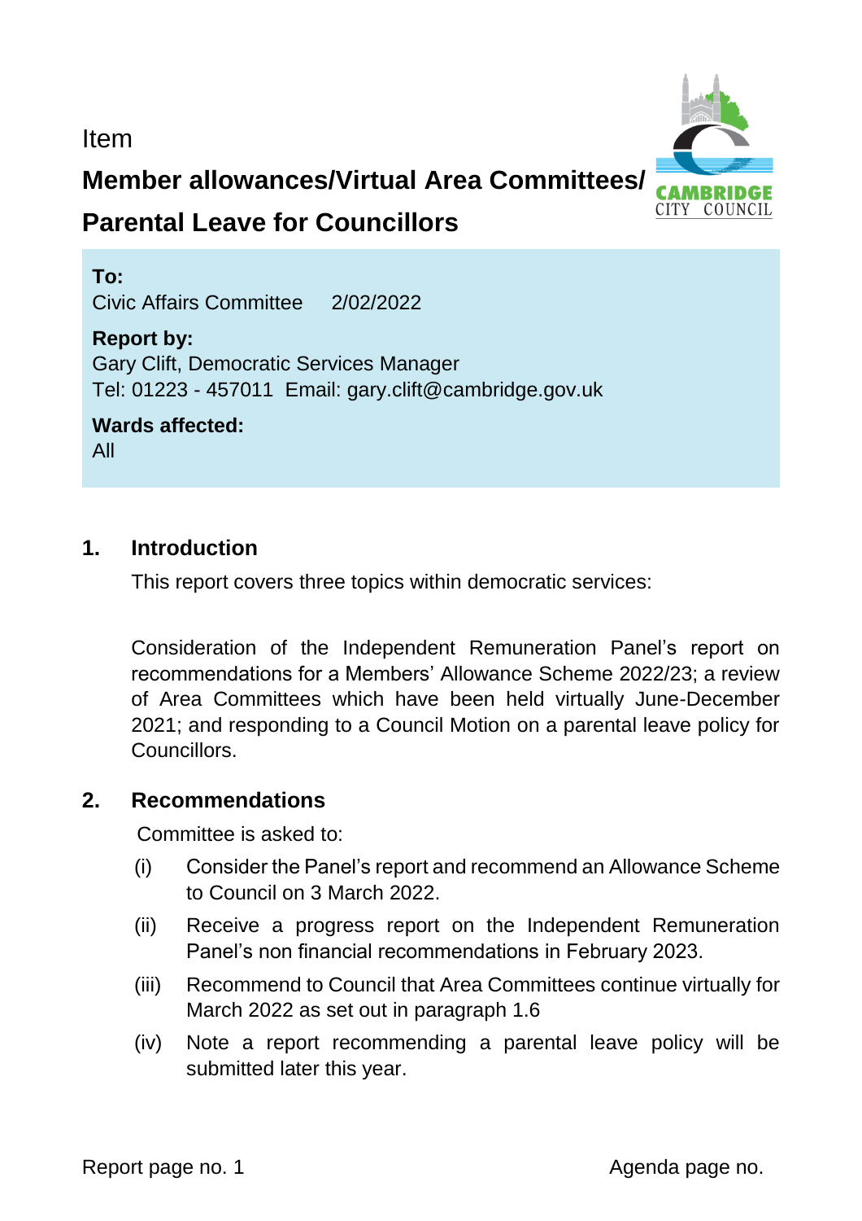Item

# Member allowances/Virtual Area Committees/ Parental Leave for Councillors

**To:**
Civic Affairs Committee 2/02/2022

**Report by:**
Gary Clift, Democratic Services Manager
Tel: 01223 - 457011 Email: gary.clift@cambridge.gov.uk

**Wards affected:**
All

## 1. Introduction

This report covers three topics within democratic services:

Consideration of the Independent Remuneration Panel's report on recommendations for a Members' Allowance Scheme 2022/23; a review of Area Committees which have been held virtually June-December 2021; and responding to a Council Motion on a parental leave policy for Councillors.

## 2. Recommendations

Committee is asked to:

(i) Consider the Panel's report and recommend an Allowance Scheme to Council on 3 March 2022.

(ii) Receive a progress report on the Independent Remuneration Panel's non financial recommendations in February 2023.

(iii) Recommend to Council that Area Committees continue virtually for March 2022 as set out in paragraph 1.6

(iv) Note a report recommending a parental leave policy will be submitted later this year.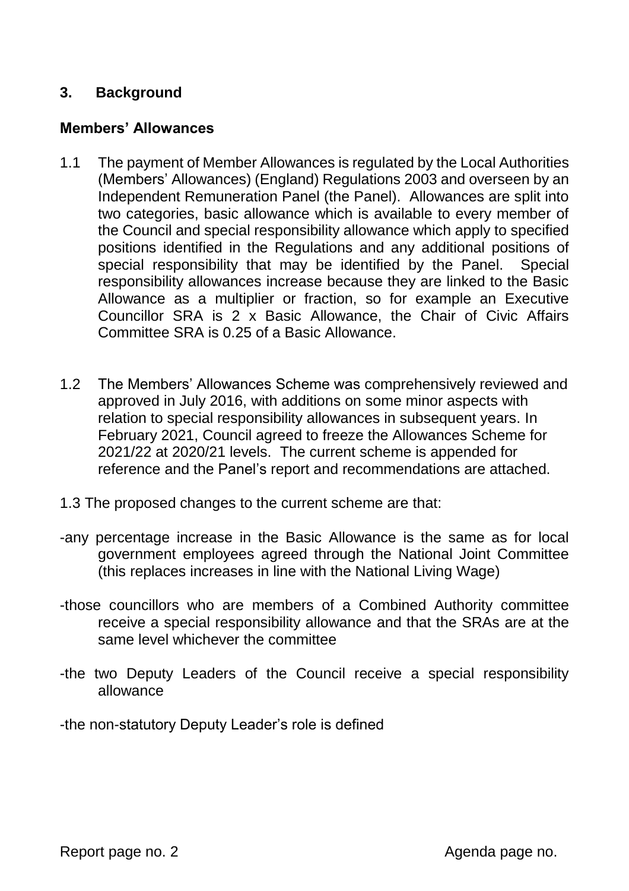## 3. Background

### Members' Allowances

1.1 The payment of Member Allowances is regulated by the Local Authorities (Members' Allowances) (England) Regulations 2003 and overseen by an Independent Remuneration Panel (the Panel). Allowances are split into two categories, basic allowance which is available to every member of the Council and special responsibility allowance which apply to specified positions identified in the Regulations and any additional positions of special responsibility that may be identified by the Panel. Special responsibility allowances increase because they are linked to the Basic Allowance as a multiplier or fraction, so for example an Executive Councillor SRA is 2 x Basic Allowance, the Chair of Civic Affairs Committee SRA is 0.25 of a Basic Allowance.

1.2 The Members' Allowances Scheme was comprehensively reviewed and approved in July 2016, with additions on some minor aspects with relation to special responsibility allowances in subsequent years. In February 2021, Council agreed to freeze the Allowances Scheme for 2021/22 at 2020/21 levels. The current scheme is appended for reference and the Panel's report and recommendations are attached.

1.3 The proposed changes to the current scheme are that:

- any percentage increase in the Basic Allowance is the same as for local government employees agreed through the National Joint Committee (this replaces increases in line with the National Living Wage)
- those councillors who are members of a Combined Authority committee receive a special responsibility allowance and that the SRAs are at the same level whichever the committee
- the two Deputy Leaders of the Council receive a special responsibility allowance
- the non-statutory Deputy Leader's role is defined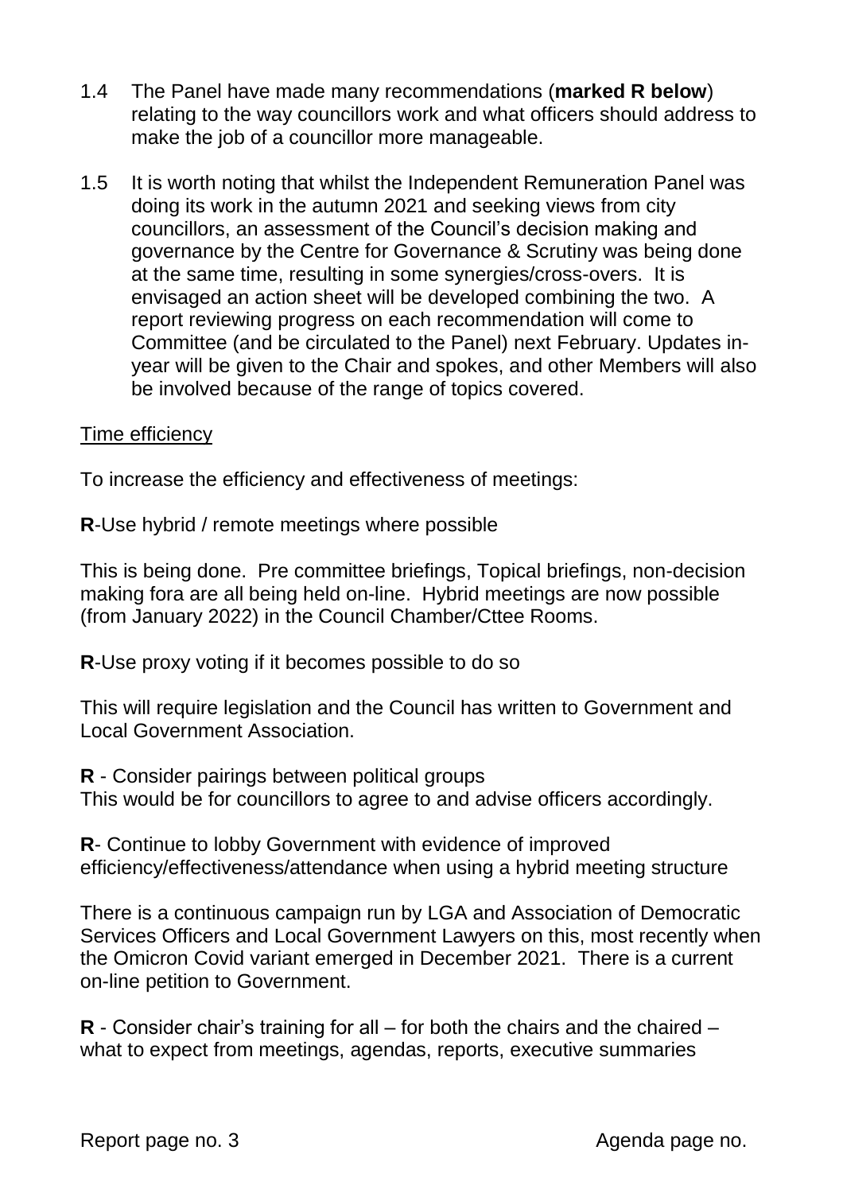1.4 The Panel have made many recommendations (**marked R below**) relating to the way councillors work and what officers should address to make the job of a councillor more manageable.

1.5 It is worth noting that whilst the Independent Remuneration Panel was doing its work in the autumn 2021 and seeking views from city councillors, an assessment of the Council's decision making and governance by the Centre for Governance & Scrutiny was being done at the same time, resulting in some synergies/cross-overs. It is envisaged an action sheet will be developed combining the two. A report reviewing progress on each recommendation will come to Committee (and be circulated to the Panel) next February. Updates in-year will be given to the Chair and spokes, and other Members will also be involved because of the range of topics covered.

<u>Time efficiency</u>

To increase the efficiency and effectiveness of meetings:

**R**-Use hybrid / remote meetings where possible

This is being done. Pre committee briefings, Topical briefings, non-decision making fora are all being held on-line. Hybrid meetings are now possible (from January 2022) in the Council Chamber/Cttee Rooms.

**R**-Use proxy voting if it becomes possible to do so

This will require legislation and the Council has written to Government and Local Government Association.

**R** - Consider pairings between political groups
This would be for councillors to agree to and advise officers accordingly.

**R**- Continue to lobby Government with evidence of improved efficiency/effectiveness/attendance when using a hybrid meeting structure

There is a continuous campaign run by LGA and Association of Democratic Services Officers and Local Government Lawyers on this, most recently when the Omicron Covid variant emerged in December 2021. There is a current on-line petition to Government.

**R** - Consider chair's training for all – for both the chairs and the chaired – what to expect from meetings, agendas, reports, executive summaries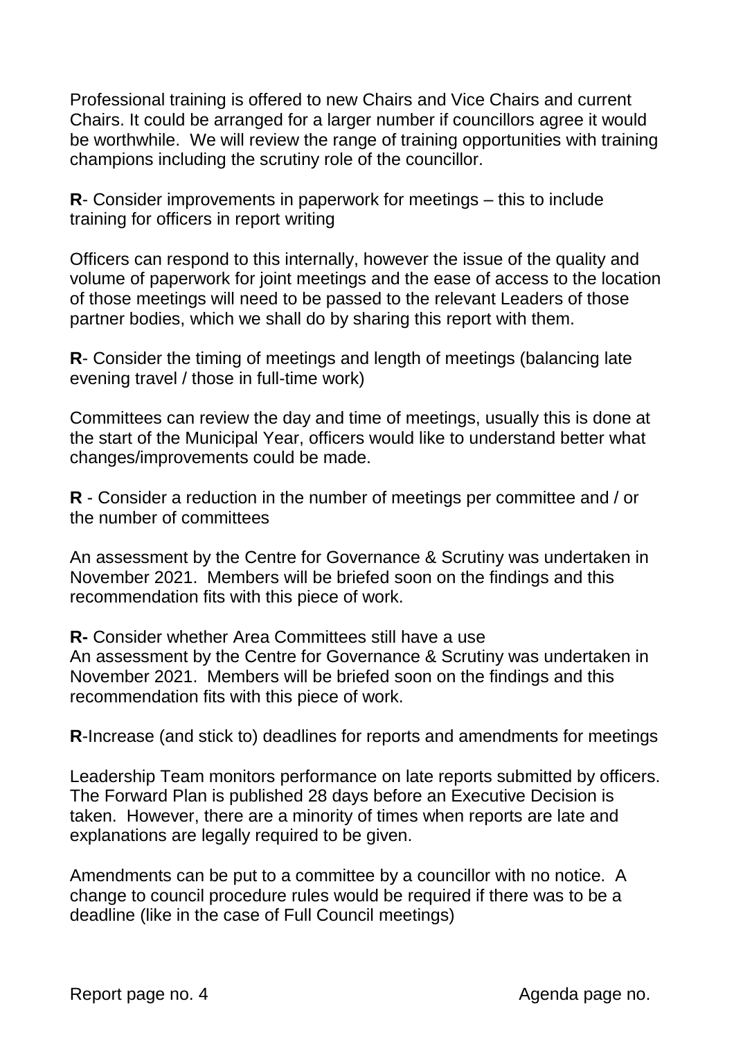Professional training is offered to new Chairs and Vice Chairs and current Chairs. It could be arranged for a larger number if councillors agree it would be worthwhile. We will review the range of training opportunities with training champions including the scrutiny role of the councillor.

**R**- Consider improvements in paperwork for meetings – this to include training for officers in report writing

Officers can respond to this internally, however the issue of the quality and volume of paperwork for joint meetings and the ease of access to the location of those meetings will need to be passed to the relevant Leaders of those partner bodies, which we shall do by sharing this report with them.

**R**- Consider the timing of meetings and length of meetings (balancing late evening travel / those in full-time work)

Committees can review the day and time of meetings, usually this is done at the start of the Municipal Year, officers would like to understand better what changes/improvements could be made.

**R** - Consider a reduction in the number of meetings per committee and / or the number of committees

An assessment by the Centre for Governance & Scrutiny was undertaken in November 2021. Members will be briefed soon on the findings and this recommendation fits with this piece of work.

**R-** Consider whether Area Committees still have a use
An assessment by the Centre for Governance & Scrutiny was undertaken in November 2021. Members will be briefed soon on the findings and this recommendation fits with this piece of work.

**R**-Increase (and stick to) deadlines for reports and amendments for meetings

Leadership Team monitors performance on late reports submitted by officers. The Forward Plan is published 28 days before an Executive Decision is taken. However, there are a minority of times when reports are late and explanations are legally required to be given.

Amendments can be put to a committee by a councillor with no notice. A change to council procedure rules would be required if there was to be a deadline (like in the case of Full Council meetings)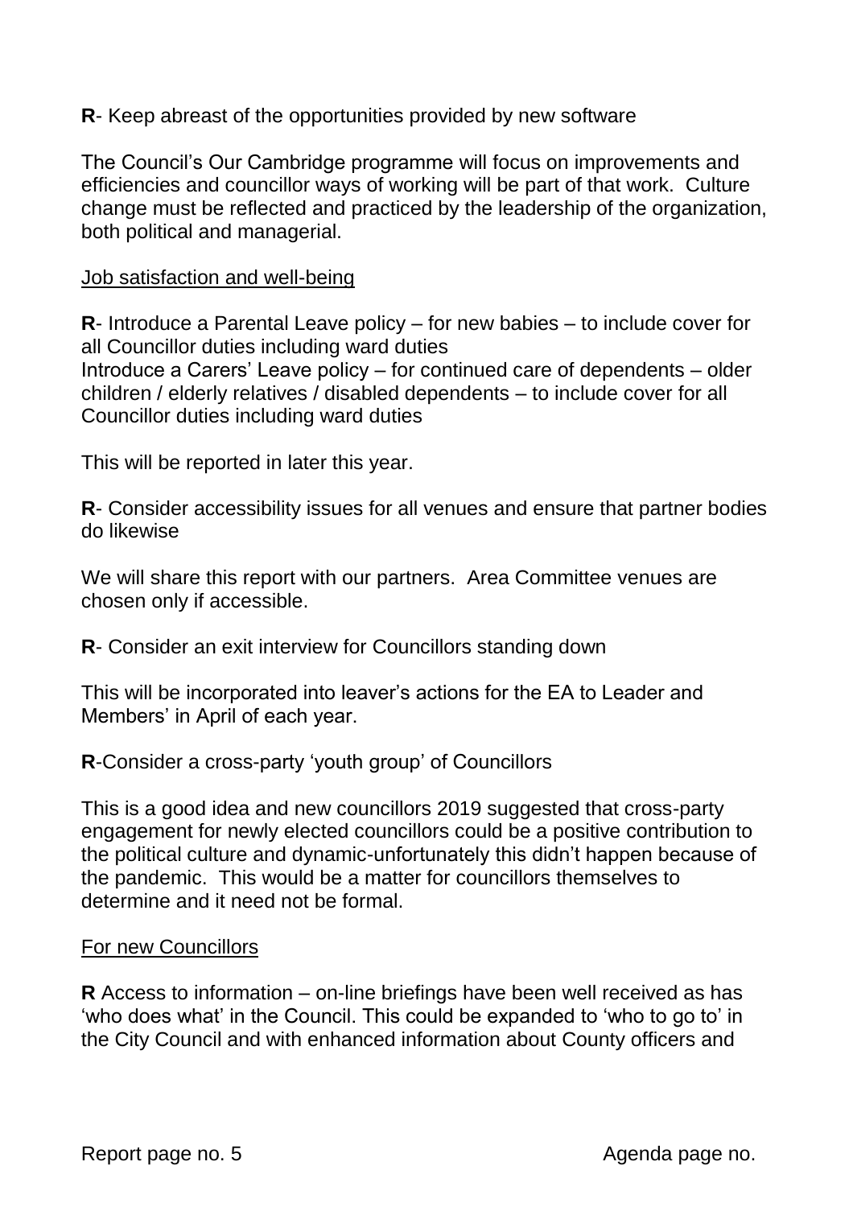**R**- Keep abreast of the opportunities provided by new software

The Council's Our Cambridge programme will focus on improvements and efficiencies and councillor ways of working will be part of that work. Culture change must be reflected and practiced by the leadership of the organization, both political and managerial.

<u>Job satisfaction and well-being</u>

**R**- Introduce a Parental Leave policy – for new babies – to include cover for all Councillor duties including ward duties
Introduce a Carers' Leave policy – for continued care of dependents – older children / elderly relatives / disabled dependents – to include cover for all Councillor duties including ward duties

This will be reported in later this year.

**R**- Consider accessibility issues for all venues and ensure that partner bodies do likewise

We will share this report with our partners. Area Committee venues are chosen only if accessible.

**R**- Consider an exit interview for Councillors standing down

This will be incorporated into leaver's actions for the EA to Leader and Members' in April of each year.

**R**-Consider a cross-party 'youth group' of Councillors

This is a good idea and new councillors 2019 suggested that cross-party engagement for newly elected councillors could be a positive contribution to the political culture and dynamic-unfortunately this didn't happen because of the pandemic. This would be a matter for councillors themselves to determine and it need not be formal.

<u>For new Councillors</u>

**R** Access to information – on-line briefings have been well received as has 'who does what' in the Council. This could be expanded to 'who to go to' in the City Council and with enhanced information about County officers and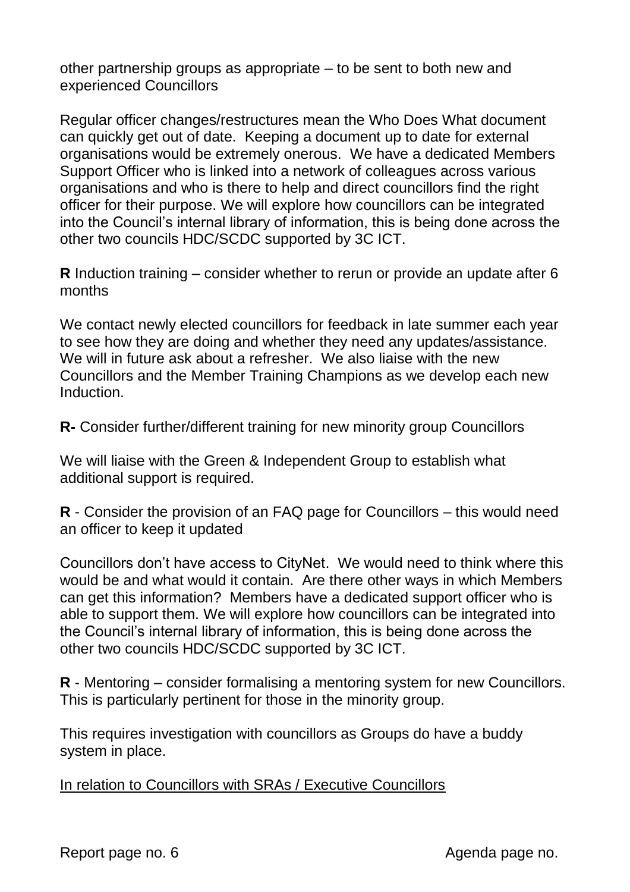other partnership groups as appropriate – to be sent to both new and experienced Councillors

Regular officer changes/restructures mean the Who Does What document can quickly get out of date. Keeping a document up to date for external organisations would be extremely onerous. We have a dedicated Members Support Officer who is linked into a network of colleagues across various organisations and who is there to help and direct councillors find the right officer for their purpose. We will explore how councillors can be integrated into the Council's internal library of information, this is being done across the other two councils HDC/SCDC supported by 3C ICT.

**R** Induction training – consider whether to rerun or provide an update after 6 months

We contact newly elected councillors for feedback in late summer each year to see how they are doing and whether they need any updates/assistance. We will in future ask about a refresher. We also liaise with the new Councillors and the Member Training Champions as we develop each new Induction.

**R-** Consider further/different training for new minority group Councillors

We will liaise with the Green & Independent Group to establish what additional support is required.

**R** - Consider the provision of an FAQ page for Councillors – this would need an officer to keep it updated

Councillors don't have access to CityNet. We would need to think where this would be and what would it contain. Are there other ways in which Members can get this information? Members have a dedicated support officer who is able to support them. We will explore how councillors can be integrated into the Council's internal library of information, this is being done across the other two councils HDC/SCDC supported by 3C ICT.

**R** - Mentoring – consider formalising a mentoring system for new Councillors. This is particularly pertinent for those in the minority group.

This requires investigation with councillors as Groups do have a buddy system in place.

<u>In relation to Councillors with SRAs / Executive Councillors</u>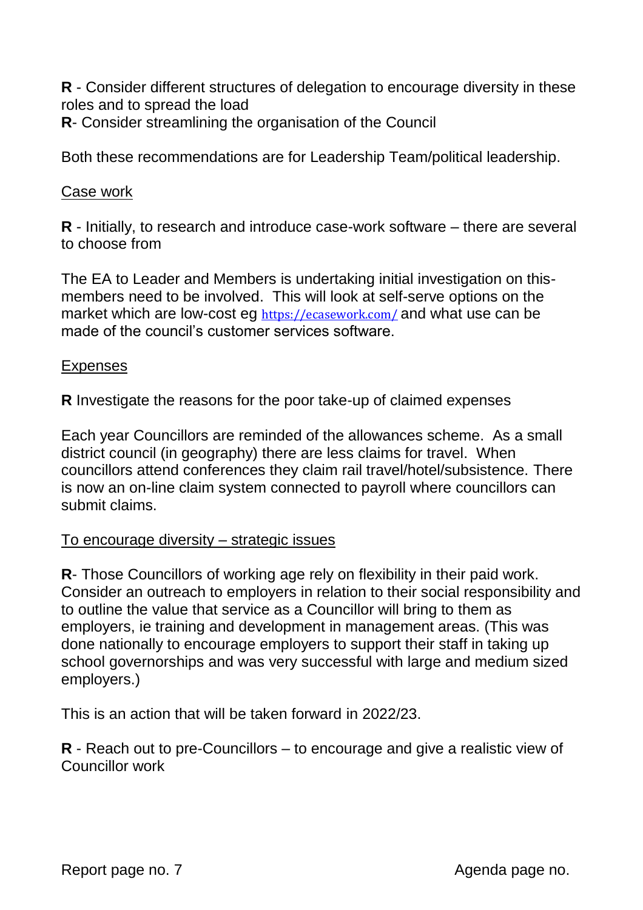**R** - Consider different structures of delegation to encourage diversity in these roles and to spread the load
**R**- Consider streamlining the organisation of the Council

Both these recommendations are for Leadership Team/political leadership.

Case work

**R** - Initially, to research and introduce case-work software – there are several to choose from

The EA to Leader and Members is undertaking initial investigation on this- members need to be involved. This will look at self-serve options on the market which are low-cost eg https://ecasework.com/ and what use can be made of the council's customer services software.

Expenses

**R** Investigate the reasons for the poor take-up of claimed expenses

Each year Councillors are reminded of the allowances scheme. As a small district council (in geography) there are less claims for travel. When councillors attend conferences they claim rail travel/hotel/subsistence. There is now an on-line claim system connected to payroll where councillors can submit claims.

To encourage diversity – strategic issues

**R**- Those Councillors of working age rely on flexibility in their paid work. Consider an outreach to employers in relation to their social responsibility and to outline the value that service as a Councillor will bring to them as employers, ie training and development in management areas. (This was done nationally to encourage employers to support their staff in taking up school governorships and was very successful with large and medium sized employers.)

This is an action that will be taken forward in 2022/23.

**R** - Reach out to pre-Councillors – to encourage and give a realistic view of Councillor work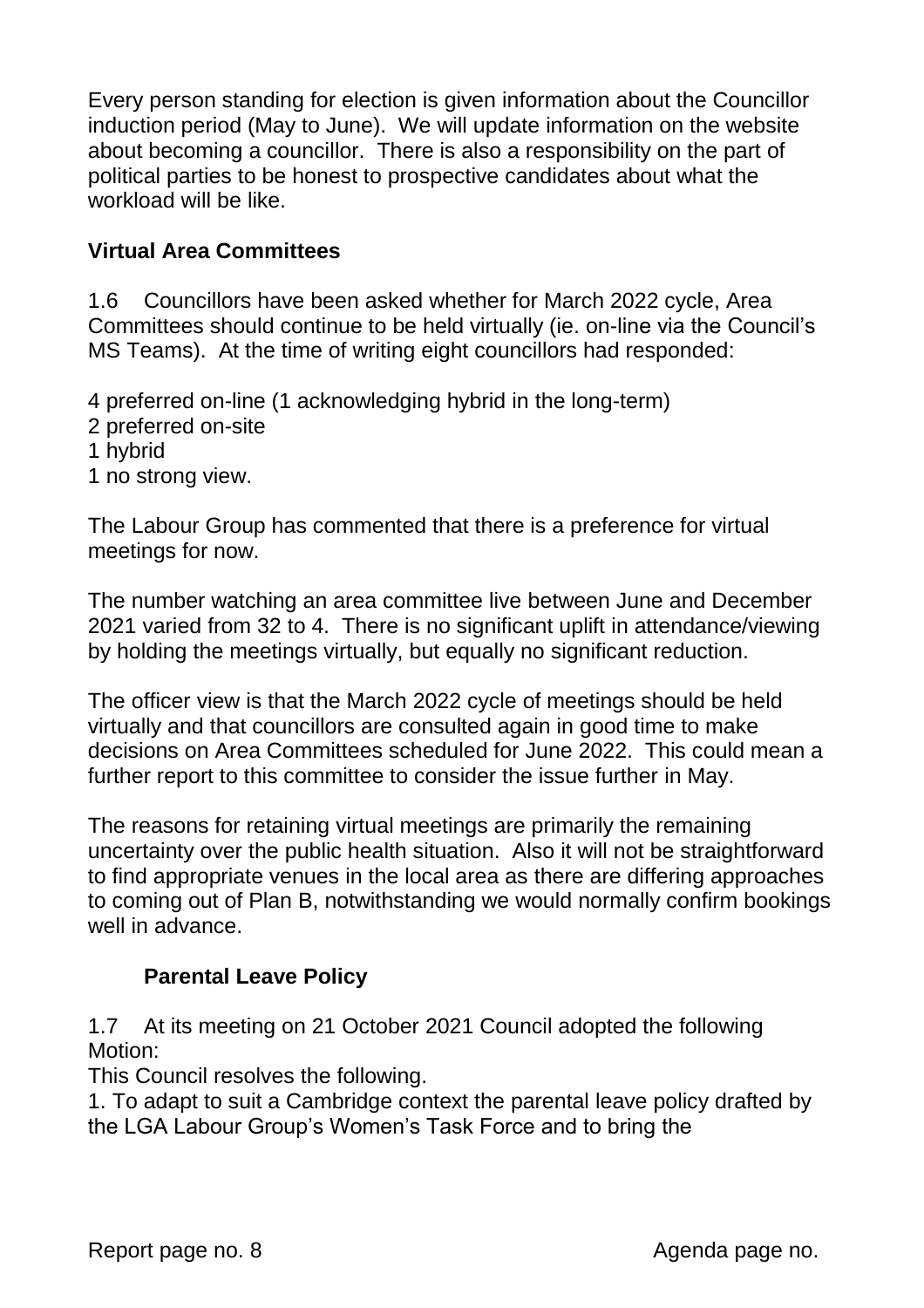Every person standing for election is given information about the Councillor induction period (May to June). We will update information on the website about becoming a councillor. There is also a responsibility on the part of political parties to be honest to prospective candidates about what the workload will be like.

**Virtual Area Committees**

1.6 Councillors have been asked whether for March 2022 cycle, Area Committees should continue to be held virtually (ie. on-line via the Council's MS Teams). At the time of writing eight councillors had responded:

4 preferred on-line (1 acknowledging hybrid in the long-term)
2 preferred on-site
1 hybrid
1 no strong view.

The Labour Group has commented that there is a preference for virtual meetings for now.

The number watching an area committee live between June and December 2021 varied from 32 to 4. There is no significant uplift in attendance/viewing by holding the meetings virtually, but equally no significant reduction.

The officer view is that the March 2022 cycle of meetings should be held virtually and that councillors are consulted again in good time to make decisions on Area Committees scheduled for June 2022. This could mean a further report to this committee to consider the issue further in May.

The reasons for retaining virtual meetings are primarily the remaining uncertainty over the public health situation. Also it will not be straightforward to find appropriate venues in the local area as there are differing approaches to coming out of Plan B, notwithstanding we would normally confirm bookings well in advance.

**Parental Leave Policy**

1.7 At its meeting on 21 October 2021 Council adopted the following Motion:

This Council resolves the following.

1. To adapt to suit a Cambridge context the parental leave policy drafted by the LGA Labour Group's Women's Task Force and to bring the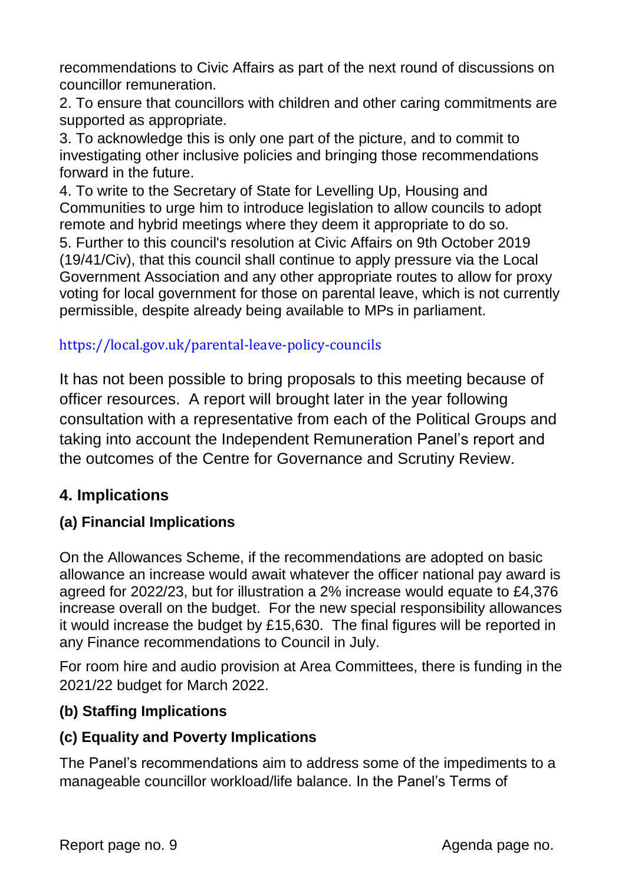recommendations to Civic Affairs as part of the next round of discussions on councillor remuneration.

2. To ensure that councillors with children and other caring commitments are supported as appropriate.

3. To acknowledge this is only one part of the picture, and to commit to investigating other inclusive policies and bringing those recommendations forward in the future.

4. To write to the Secretary of State for Levelling Up, Housing and Communities to urge him to introduce legislation to allow councils to adopt remote and hybrid meetings where they deem it appropriate to do so.

5. Further to this council's resolution at Civic Affairs on 9th October 2019 (19/41/Civ), that this council shall continue to apply pressure via the Local Government Association and any other appropriate routes to allow for proxy voting for local government for those on parental leave, which is not currently permissible, despite already being available to MPs in parliament.

https://local.gov.uk/parental-leave-policy-councils

It has not been possible to bring proposals to this meeting because of officer resources. A report will brought later in the year following consultation with a representative from each of the Political Groups and taking into account the Independent Remuneration Panel's report and the outcomes of the Centre for Governance and Scrutiny Review.

## 4. Implications

### (a) Financial Implications

On the Allowances Scheme, if the recommendations are adopted on basic allowance an increase would await whatever the officer national pay award is agreed for 2022/23, but for illustration a 2% increase would equate to £4,376 increase overall on the budget. For the new special responsibility allowances it would increase the budget by £15,630. The final figures will be reported in any Finance recommendations to Council in July.

For room hire and audio provision at Area Committees, there is funding in the 2021/22 budget for March 2022.

### (b) Staffing Implications

### (c) Equality and Poverty Implications

The Panel's recommendations aim to address some of the impediments to a manageable councillor workload/life balance. In the Panel's Terms of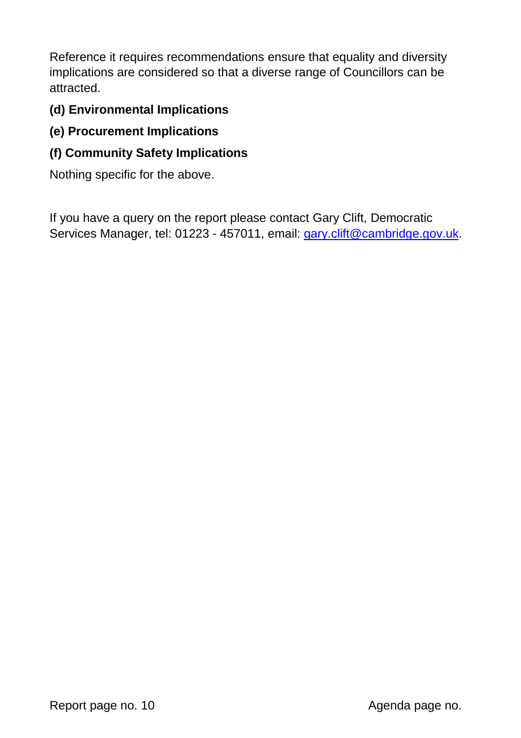Reference it requires recommendations ensure that equality and diversity implications are considered so that a diverse range of Councillors can be attracted.

**(d) Environmental Implications**

**(e) Procurement Implications**

**(f) Community Safety Implications**

Nothing specific for the above.

If you have a query on the report please contact Gary Clift, Democratic Services Manager, tel: 01223 - 457011, email: [gary.clift@cambridge.gov.uk](mailto:gary.clift@cambridge.gov.uk).